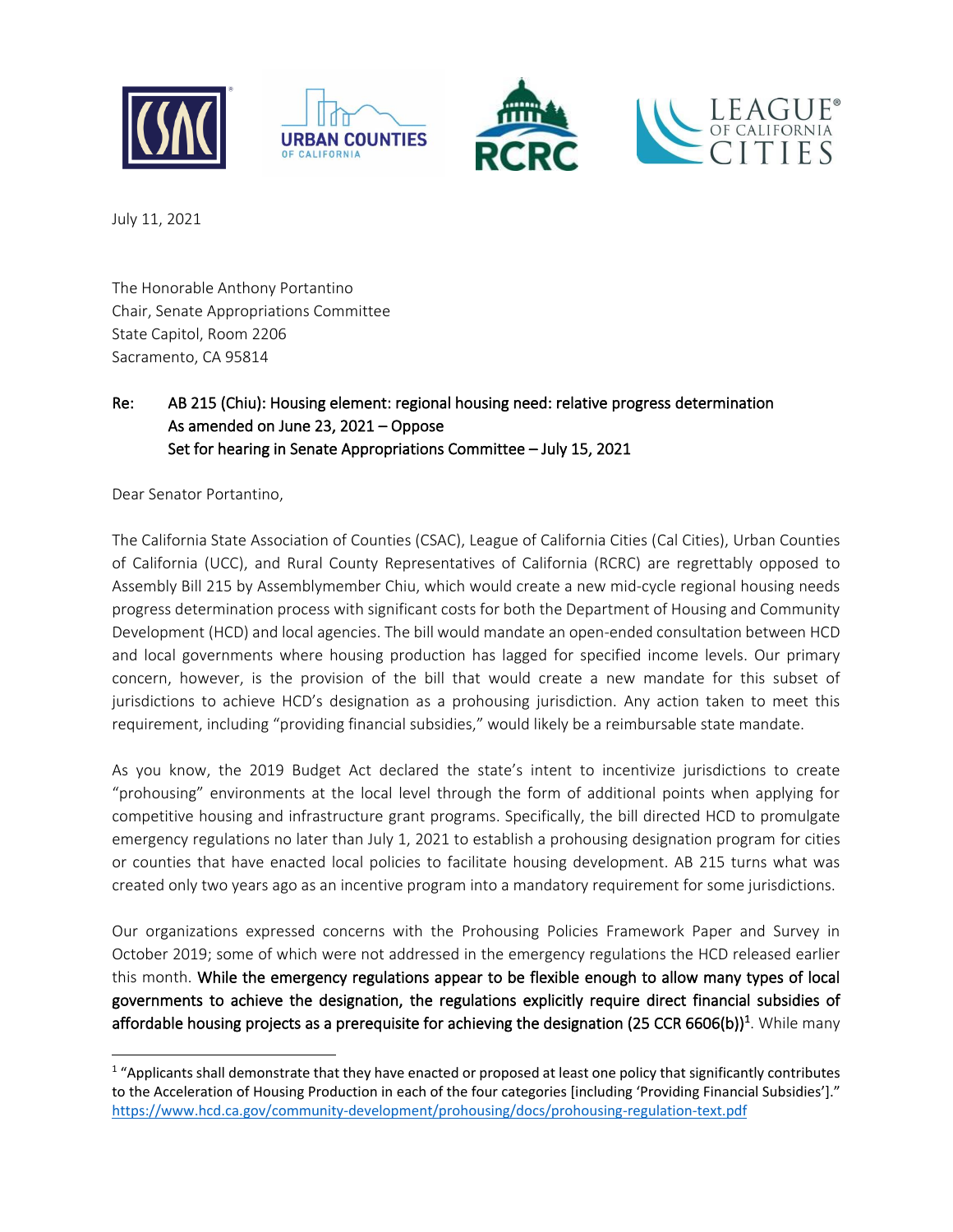July 11, 2021

The Honorable Anthony Portantino
Chair, Senate Appropriations Committee
State Capitol, Room 2206
Sacramento, CA 95814

**Re: AB 215 (Chiu): Housing element: regional housing need: relative progress determination**
**As amended on June 23, 2021 – Oppose**
**Set for hearing in Senate Appropriations Committee – July 15, 2021**

Dear Senator Portantino,

The California State Association of Counties (CSAC), League of California Cities (Cal Cities), Urban Counties of California (UCC), and Rural County Representatives of California (RCRC) are regrettably opposed to Assembly Bill 215 by Assemblymember Chiu, which would create a new mid-cycle regional housing needs progress determination process with significant costs for both the Department of Housing and Community Development (HCD) and local agencies. The bill would mandate an open-ended consultation between HCD and local governments where housing production has lagged for specified income levels. Our primary concern, however, is the provision of the bill that would create a new mandate for this subset of jurisdictions to achieve HCD's designation as a prohousing jurisdiction. Any action taken to meet this requirement, including "providing financial subsidies," would likely be a reimbursable state mandate.

As you know, the 2019 Budget Act declared the state's intent to incentivize jurisdictions to create "prohousing" environments at the local level through the form of additional points when applying for competitive housing and infrastructure grant programs. Specifically, the bill directed HCD to promulgate emergency regulations no later than July 1, 2021 to establish a prohousing designation program for cities or counties that have enacted local policies to facilitate housing development. AB 215 turns what was created only two years ago as an incentive program into a mandatory requirement for some jurisdictions.

Our organizations expressed concerns with the Prohousing Policies Framework Paper and Survey in October 2019; some of which were not addressed in the emergency regulations the HCD released earlier this month. **While the emergency regulations appear to be flexible enough to allow many types of local governments to achieve the designation, the regulations explicitly require direct financial subsidies of affordable housing projects as a prerequisite for achieving the designation (25 CCR 6606(b))**[1]. While many

[1] "Applicants shall demonstrate that they have enacted or proposed at least one policy that significantly contributes to the Acceleration of Housing Production in each of the four categories [including 'Providing Financial Subsidies']." https://www.hcd.ca.gov/community-development/prohousing/docs/prohousing-regulation-text.pdf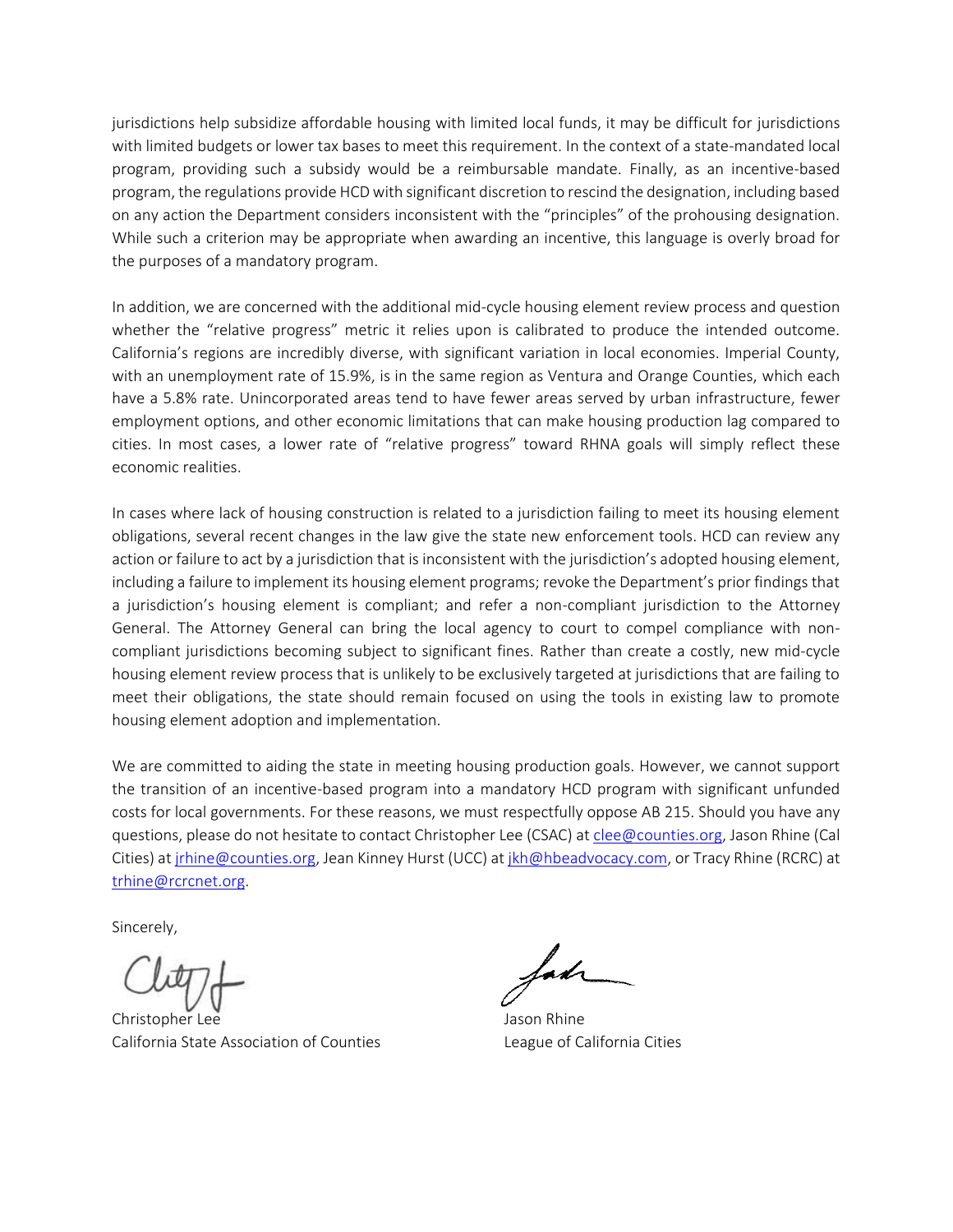jurisdictions help subsidize affordable housing with limited local funds, it may be difficult for jurisdictions with limited budgets or lower tax bases to meet this requirement. In the context of a state-mandated local program, providing such a subsidy would be a reimbursable mandate. Finally, as an incentive-based program, the regulations provide HCD with significant discretion to rescind the designation, including based on any action the Department considers inconsistent with the "principles" of the prohousing designation. While such a criterion may be appropriate when awarding an incentive, this language is overly broad for the purposes of a mandatory program.

In addition, we are concerned with the additional mid-cycle housing element review process and question whether the "relative progress" metric it relies upon is calibrated to produce the intended outcome. California's regions are incredibly diverse, with significant variation in local economies. Imperial County, with an unemployment rate of 15.9%, is in the same region as Ventura and Orange Counties, which each have a 5.8% rate. Unincorporated areas tend to have fewer areas served by urban infrastructure, fewer employment options, and other economic limitations that can make housing production lag compared to cities. In most cases, a lower rate of "relative progress" toward RHNA goals will simply reflect these economic realities.

In cases where lack of housing construction is related to a jurisdiction failing to meet its housing element obligations, several recent changes in the law give the state new enforcement tools. HCD can review any action or failure to act by a jurisdiction that is inconsistent with the jurisdiction's adopted housing element, including a failure to implement its housing element programs; revoke the Department's prior findings that a jurisdiction's housing element is compliant; and refer a non-compliant jurisdiction to the Attorney General. The Attorney General can bring the local agency to court to compel compliance with non-compliant jurisdictions becoming subject to significant fines. Rather than create a costly, new mid-cycle housing element review process that is unlikely to be exclusively targeted at jurisdictions that are failing to meet their obligations, the state should remain focused on using the tools in existing law to promote housing element adoption and implementation.

We are committed to aiding the state in meeting housing production goals. However, we cannot support the transition of an incentive-based program into a mandatory HCD program with significant unfunded costs for local governments. For these reasons, we must respectfully oppose AB 215. Should you have any questions, please do not hesitate to contact Christopher Lee (CSAC) at clee@counties.org, Jason Rhine (Cal Cities) at jrhine@counties.org, Jean Kinney Hurst (UCC) at jkh@hbeadvocacy.com, or Tracy Rhine (RCRC) at trhine@rcrcnet.org.

Sincerely,

Christopher Lee
California State Association of Counties

Jason Rhine
League of California Cities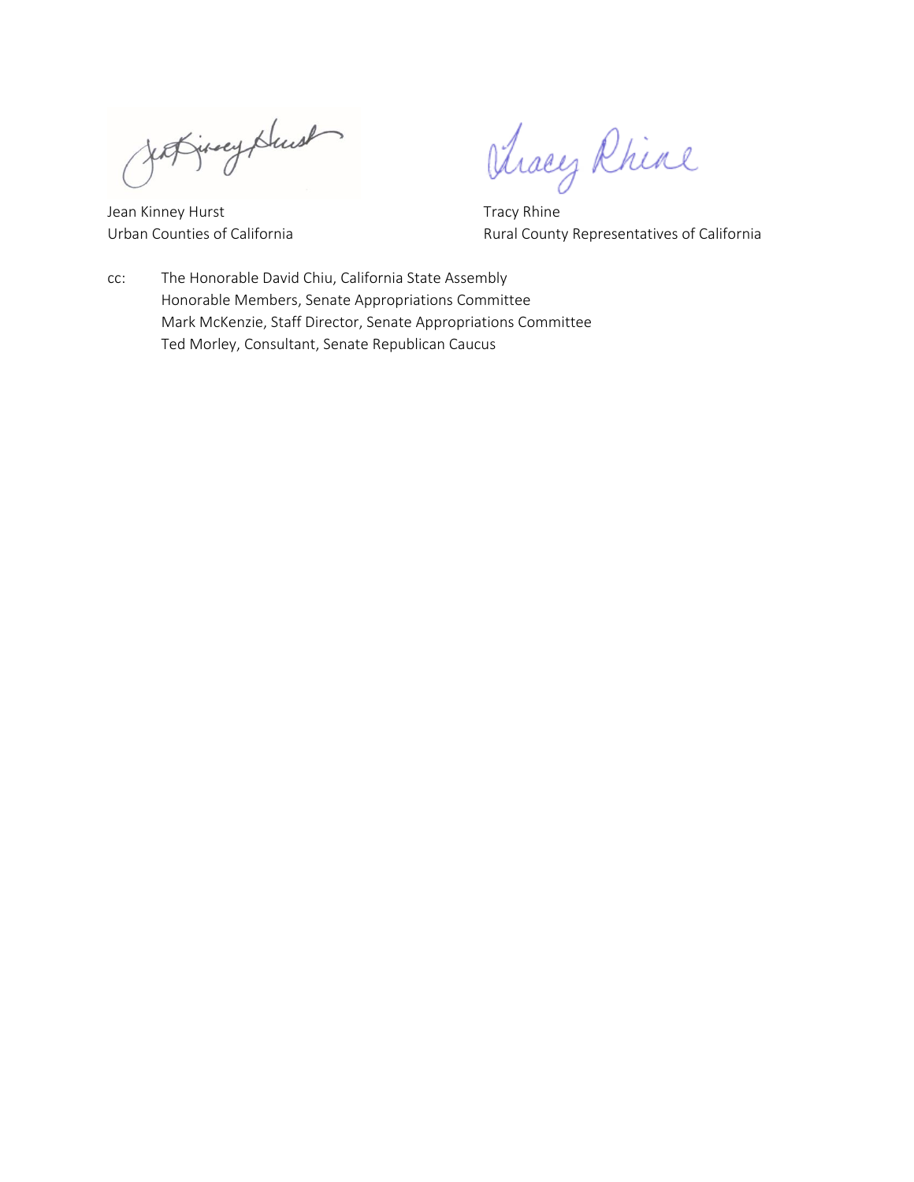Jean Kinney Hurst
Urban Counties of California

Tracy Rhine
Rural County Representatives of California

cc: The Honorable David Chiu, California State Assembly
Honorable Members, Senate Appropriations Committee
Mark McKenzie, Staff Director, Senate Appropriations Committee
Ted Morley, Consultant, Senate Republican Caucus